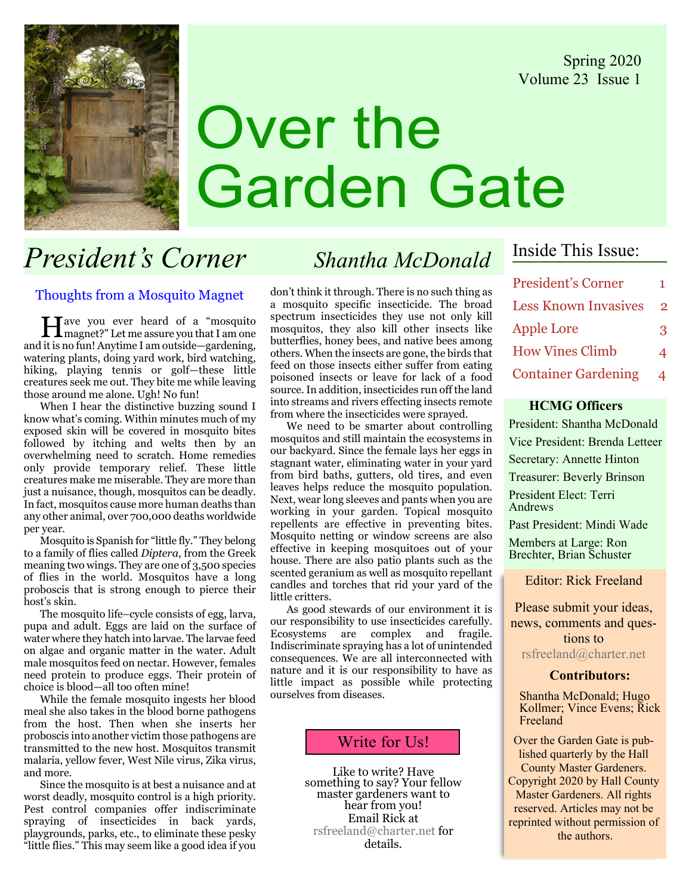Spring 2020
Volume 23 Issue 1

# Over the Garden Gate

## President's Corner — *Shantha McDonald*

### Thoughts from a Mosquito Magnet

Have you ever heard of a "mosquito magnet?" Let me assure you that I am one and it is no fun! Anytime I am outside—gardening, watering plants, doing yard work, bird watching, hiking, playing tennis or golf—these little creatures seek me out. They bite me while leaving those around me alone. Ugh! No fun!

When I hear the distinctive buzzing sound I know what's coming. Within minutes much of my exposed skin will be covered in mosquito bites followed by itching and welts then by an overwhelming need to scratch. Home remedies only provide temporary relief. These little creatures make me miserable. They are more than just a nuisance, though, mosquitos can be deadly. In fact, mosquitos cause more human deaths than any other animal, over 700,000 deaths worldwide per year.

Mosquito is Spanish for "little fly." They belong to a family of flies called *Diptera*, from the Greek meaning two wings. They are one of 3,500 species of flies in the world. Mosquitos have a long proboscis that is strong enough to pierce their host's skin.

The mosquito life–cycle consists of egg, larva, pupa and adult. Eggs are laid on the surface of water where they hatch into larvae. The larvae feed on algae and organic matter in the water. Adult male mosquitos feed on nectar. However, females need protein to produce eggs. Their protein of choice is blood—all too often mine!

While the female mosquito ingests her blood meal she also takes in the blood borne pathogens from the host. Then when she inserts her proboscis into another victim those pathogens are transmitted to the new host. Mosquitos transmit malaria, yellow fever, West Nile virus, Zika virus, and more.

Since the mosquito is at best a nuisance and at worst deadly, mosquito control is a high priority. Pest control companies offer indiscriminate spraying of insecticides in back yards, playgrounds, parks, etc., to eliminate these pesky "little flies." This may seem like a good idea if you don't think it through. There is no such thing as a mosquito specific insecticide. The broad spectrum insecticides they use not only kill mosquitos, they also kill other insects like butterflies, honey bees, and native bees among others. When the insects are gone, the birds that feed on those insects either suffer from eating poisoned insects or leave for lack of a food source. In addition, insecticides run off the land into streams and rivers effecting insects remote from where the insecticides were sprayed.

We need to be smarter about controlling mosquitos and still maintain the ecosystems in our backyard. Since the female lays her eggs in stagnant water, eliminating water in your yard from bird baths, gutters, old tires, and even leaves helps reduce the mosquito population. Next, wear long sleeves and pants when you are working in your garden. Topical mosquito repellents are effective in preventing bites. Mosquito netting or window screens are also effective in keeping mosquitoes out of your house. There are also patio plants such as the scented geranium as well as mosquito repellant candles and torches that rid your yard of the little critters.

As good stewards of our environment it is our responsibility to use insecticides carefully. Ecosystems are complex and fragile. Indiscriminate spraying has a lot of unintended consequences. We are all interconnected with nature and it is our responsibility to have as little impact as possible while protecting ourselves from diseases.

### Write for Us!

Like to write? Have something to say? Your fellow master gardeners want to hear from you! Email Rick at rsfreeland@charter.net for details.

---

## Inside This Issue:

| | |
|---|---|
| President's Corner | 1 |
| Less Known Invasives | 2 |
| Apple Lore | 3 |
| How Vines Climb | 4 |
| Container Gardening | 4 |

### HCMG Officers

President: Shantha McDonald

Vice President: Brenda Letteer

Secretary: Annette Hinton

Treasurer: Beverly Brinson

President Elect: Terri Andrews

Past President: Mindi Wade

Members at Large: Ron Brechter, Brian Schuster

Editor: Rick Freeland

Please submit your ideas, news, comments and questions to rsfreeland@charter.net

**Contributors:**

Shantha McDonald; Hugo Kollmer; Vince Evens; Rick Freeland

Over the Garden Gate is published quarterly by the Hall County Master Gardeners. Copyright 2020 by Hall County Master Gardeners. All rights reserved. Articles may not be reprinted without permission of the authors.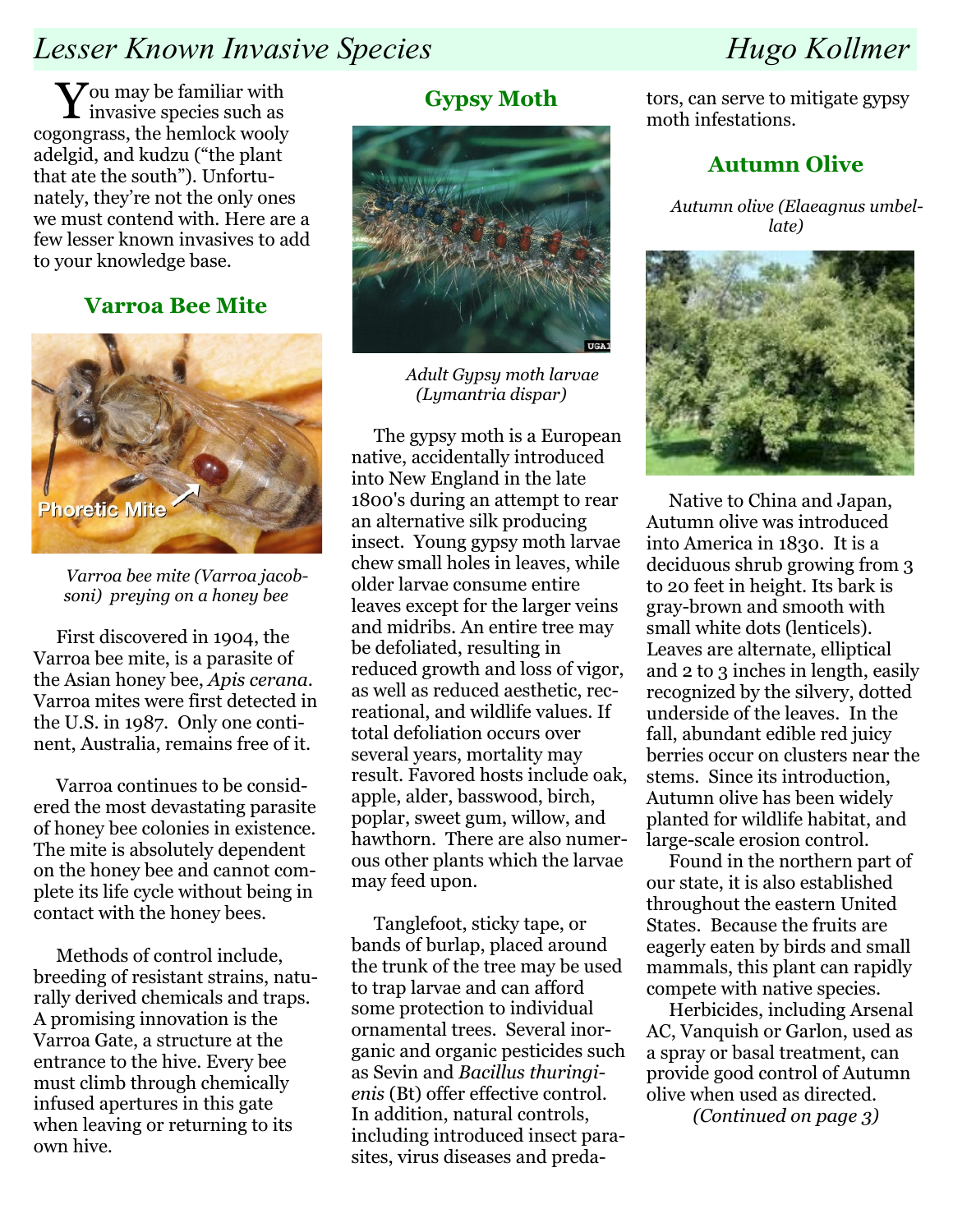# Lesser Known Invasive Species

Hugo Kollmer

You may be familiar with invasive species such as cogongrass, the hemlock wooly adelgid, and kudzu ("the plant that ate the south"). Unfortunately, they're not the only ones we must contend with. Here are a few lesser known invasives to add to your knowledge base.

## Varroa Bee Mite

*Varroa bee mite (Varroa jacobsoni) preying on a honey bee*

First discovered in 1904, the Varroa bee mite, is a parasite of the Asian honey bee, *Apis cerana*. Varroa mites were first detected in the U.S. in 1987. Only one continent, Australia, remains free of it.

Varroa continues to be considered the most devastating parasite of honey bee colonies in existence. The mite is absolutely dependent on the honey bee and cannot complete its life cycle without being in contact with the honey bees.

Methods of control include, breeding of resistant strains, naturally derived chemicals and traps. A promising innovation is the Varroa Gate, a structure at the entrance to the hive. Every bee must climb through chemically infused apertures in this gate when leaving or returning to its own hive.

## Gypsy Moth

*Adult Gypsy moth larvae (Lymantria dispar)*

The gypsy moth is a European native, accidentally introduced into New England in the late 1800's during an attempt to rear an alternative silk producing insect. Young gypsy moth larvae chew small holes in leaves, while older larvae consume entire leaves except for the larger veins and midribs. An entire tree may be defoliated, resulting in reduced growth and loss of vigor, as well as reduced aesthetic, recreational, and wildlife values. If total defoliation occurs over several years, mortality may result. Favored hosts include oak, apple, alder, basswood, birch, poplar, sweet gum, willow, and hawthorn. There are also numerous other plants which the larvae may feed upon.

Tanglefoot, sticky tape, or bands of burlap, placed around the trunk of the tree may be used to trap larvae and can afford some protection to individual ornamental trees. Several inorganic and organic pesticides such as Sevin and *Bacillus thuringienis* (Bt) offer effective control. In addition, natural controls, including introduced insect parasites, virus diseases and predators, can serve to mitigate gypsy moth infestations.

## Autumn Olive

*Autumn olive (Elaeagnus umbellate)*

Native to China and Japan, Autumn olive was introduced into America in 1830. It is a deciduous shrub growing from 3 to 20 feet in height. Its bark is gray-brown and smooth with small white dots (lenticels). Leaves are alternate, elliptical and 2 to 3 inches in length, easily recognized by the silvery, dotted underside of the leaves. In the fall, abundant edible red juicy berries occur on clusters near the stems. Since its introduction, Autumn olive has been widely planted for wildlife habitat, and large-scale erosion control.

Found in the northern part of our state, it is also established throughout the eastern United States. Because the fruits are eagerly eaten by birds and small mammals, this plant can rapidly compete with native species.

Herbicides, including Arsenal AC, Vanquish or Garlon, used as a spray or basal treatment, can provide good control of Autumn olive when used as directed.

*(Continued on page 3)*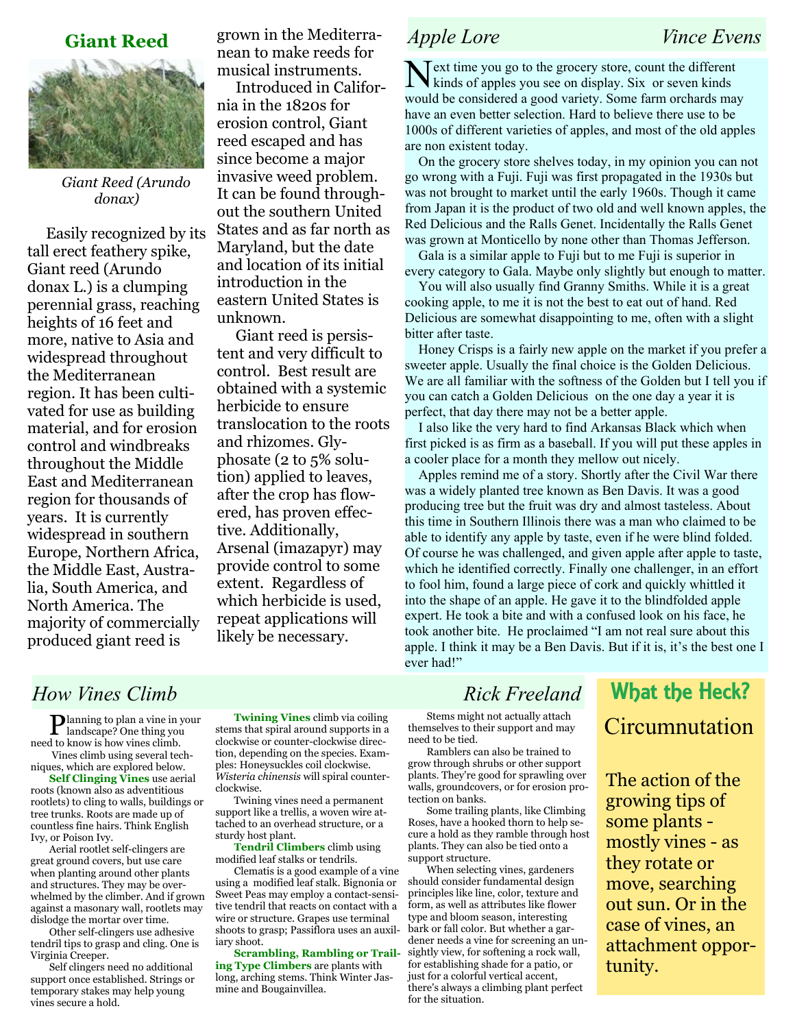## Giant Reed

Giant Reed (Arundo donax)

Easily recognized by its tall erect feathery spike, Giant reed (Arundo donax L.) is a clumping perennial grass, reaching heights of 16 feet and more, native to Asia and widespread throughout the Mediterranean region. It has been cultivated for use as building material, and for erosion control and windbreaks throughout the Middle East and Mediterranean region for thousands of years. It is currently widespread in southern Europe, Northern Africa, the Middle East, Australia, South America, and North America. The majority of commercially produced giant reed is grown in the Mediterranean to make reeds for musical instruments.

Introduced in California in the 1820s for erosion control, Giant reed escaped and has since become a major invasive weed problem. It can be found throughout the southern United States and as far north as Maryland, but the date and location of its initial introduction in the eastern United States is unknown.

Giant reed is persistent and very difficult to control. Best result are obtained with a systemic herbicide to ensure translocation to the roots and rhizomes. Glyphosate (2 to 5% solution) applied to leaves, after the crop has flowered, has proven effective. Additionally, Arsenal (imazapyr) may provide control to some extent. Regardless of which herbicide is used, repeat applications will likely be necessary.

## *Apple Lore* — *Vince Evens*

Next time you go to the grocery store, count the different kinds of apples you see on display. Six or seven kinds would be considered a good variety. Some farm orchards may have an even better selection. Hard to believe there use to be 1000s of different varieties of apples, and most of the old apples are non existent today.

On the grocery store shelves today, in my opinion you can not go wrong with a Fuji. Fuji was first propagated in the 1930s but was not brought to market until the early 1960s. Though it came from Japan it is the product of two old and well known apples, the Red Delicious and the Ralls Genet. Incidentally the Ralls Genet was grown at Monticello by none other than Thomas Jefferson.

Gala is a similar apple to Fuji but to me Fuji is superior in every category to Gala. Maybe only slightly but enough to matter.

You will also usually find Granny Smiths. While it is a great cooking apple, to me it is not the best to eat out of hand. Red Delicious are somewhat disappointing to me, often with a slight bitter after taste.

Honey Crisps is a fairly new apple on the market if you prefer a sweeter apple. Usually the final choice is the Golden Delicious. We are all familiar with the softness of the Golden but I tell you if you can catch a Golden Delicious on the one day a year it is perfect, that day there may not be a better apple.

I also like the very hard to find Arkansas Black which when first picked is as firm as a baseball. If you will put these apples in a cooler place for a month they mellow out nicely.

Apples remind me of a story. Shortly after the Civil War there was a widely planted tree known as Ben Davis. It was a good producing tree but the fruit was dry and almost tasteless. About this time in Southern Illinois there was a man who claimed to be able to identify any apple by taste, even if he were blind folded. Of course he was challenged, and given apple after apple to taste, which he identified correctly. Finally one challenger, in an effort to fool him, found a large piece of cork and quickly whittled it into the shape of an apple. He gave it to the blindfolded apple expert. He took a bite and with a confused look on his face, he took another bite. He proclaimed "I am not real sure about this apple. I think it may be a Ben Davis. But if it is, it's the best one I ever had!"

## *How Vines Climb* — *Rick Freeland*

Planning to plan a vine in your landscape? One thing you need to know is how vines climb.

Vines climb using several techniques, which are explored below.

**Self Clinging Vines** use aerial roots (known also as adventitious rootlets) to cling to walls, buildings or tree trunks. Roots are made up of countless fine hairs. Think English Ivy, or Poison Ivy.

Aerial rootlet self-clingers are great ground covers, but use care when planting around other plants and structures. They may be overwhelmed by the climber. And if grown against a masonary wall, rootlets may dislodge the mortar over time.

Other self-clingers use adhesive tendril tips to grasp and cling. One is Virginia Creeper.

Self clingers need no additional support once established. Strings or temporary stakes may help young vines secure a hold.

**Twining Vines** climb via coiling stems that spiral around supports in a clockwise or counter-clockwise direction, depending on the species. Examples: Honeysuckles coil clockwise. *Wisteria chinensis* will spiral counter-clockwise.

Twining vines need a permanent support like a trellis, a woven wire attached to an overhead structure, or a sturdy host plant.

**Tendril Climbers** climb using modified leaf stalks or tendrils.

Clematis is a good example of a vine using a modified leaf stalk. Bignonia or Sweet Peas may employ a contact-sensitive tendril that reacts on contact with a wire or structure. Grapes use terminal shoots to grasp; Passiflora uses an auxiliary shoot.

**Scrambling, Rambling or Trailing Type Climbers** are plants with long, arching stems. Think Winter Jasmine and Bougainvillea.

Stems might not actually attach themselves to their support and may need to be tied.

Ramblers can also be trained to grow through shrubs or other support plants. They're good for sprawling over walls, groundcovers, or for erosion protection on banks.

Some trailing plants, like Climbing Roses, have a hooked thorn to help secure a hold as they ramble through host plants. They can also be tied onto a support structure.

When selecting vines, gardeners should consider fundamental design principles like line, color, texture and form, as well as attributes like flower type and bloom season, interesting bark or fall color. But whether a gardener needs a vine for screening an unsightly view, for softening a rock wall, for establishing shade for a patio, or just for a colorful vertical accent, there's always a climbing plant perfect for the situation.

## What the Heck?

### Circumnutation

The action of the growing tips of some plants - mostly vines - as they rotate or move, searching out sun. Or in the case of vines, an attachment opportunity.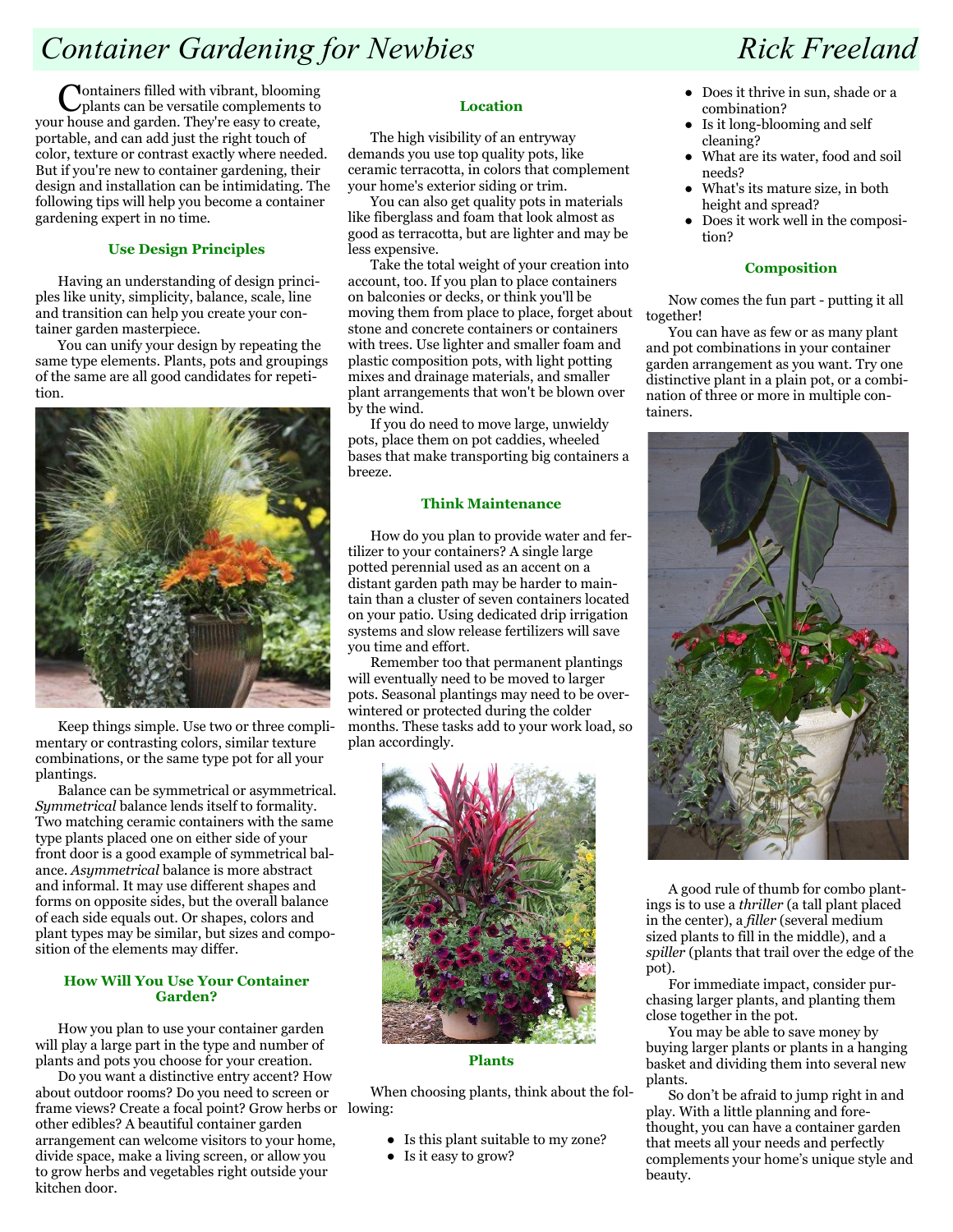# *Container Gardening for Newbies* *Rick Freeland*

Containers filled with vibrant, blooming plants can be versatile complements to your house and garden. They're easy to create, portable, and can add just the right touch of color, texture or contrast exactly where needed. But if you're new to container gardening, their design and installation can be intimidating. The following tips will help you become a container gardening expert in no time.

### Use Design Principles

Having an understanding of design principles like unity, simplicity, balance, scale, line and transition can help you create your container garden masterpiece.

You can unify your design by repeating the same type elements. Plants, pots and groupings of the same are all good candidates for repetition.

Keep things simple. Use two or three complimentary or contrasting colors, similar texture combinations, or the same type pot for all your plantings.

Balance can be symmetrical or asymmetrical. *Symmetrical* balance lends itself to formality. Two matching ceramic containers with the same type plants placed one on either side of your front door is a good example of symmetrical balance. *Asymmetrical* balance is more abstract and informal. It may use different shapes and forms on opposite sides, but the overall balance of each side equals out. Or shapes, colors and plant types may be similar, but sizes and composition of the elements may differ.

### How Will You Use Your Container Garden?

How you plan to use your container garden will play a large part in the type and number of plants and pots you choose for your creation.

Do you want a distinctive entry accent? How about outdoor rooms? Do you need to screen or frame views? Create a focal point? Grow herbs or other edibles? A beautiful container garden arrangement can welcome visitors to your home, divide space, make a living screen, or allow you to grow herbs and vegetables right outside your kitchen door.

### Location

The high visibility of an entryway demands you use top quality pots, like ceramic terracotta, in colors that complement your home's exterior siding or trim.

You can also get quality pots in materials like fiberglass and foam that look almost as good as terracotta, but are lighter and may be less expensive.

Take the total weight of your creation into account, too. If you plan to place containers on balconies or decks, or think you'll be moving them from place to place, forget about stone and concrete containers or containers with trees. Use lighter and smaller foam and plastic composition pots, with light potting mixes and drainage materials, and smaller plant arrangements that won't be blown over by the wind.

If you do need to move large, unwieldy pots, place them on pot caddies, wheeled bases that make transporting big containers a breeze.

### Think Maintenance

How do you plan to provide water and fertilizer to your containers? A single large potted perennial used as an accent on a distant garden path may be harder to maintain than a cluster of seven containers located on your patio. Using dedicated drip irrigation systems and slow release fertilizers will save you time and effort.

Remember too that permanent plantings will eventually need to be moved to larger pots. Seasonal plantings may need to be overwintered or protected during the colder months. These tasks add to your work load, so plan accordingly.

### Plants

When choosing plants, think about the following:

- Is this plant suitable to my zone?
- Is it easy to grow?
- Does it thrive in sun, shade or a combination?
- Is it long-blooming and self cleaning?
- What are its water, food and soil needs?
- What's its mature size, in both height and spread?
- Does it work well in the composition?

### Composition

Now comes the fun part - putting it all together!

You can have as few or as many plant and pot combinations in your container garden arrangement as you want. Try one distinctive plant in a plain pot, or a combination of three or more in multiple containers.

A good rule of thumb for combo plantings is to use a *thriller* (a tall plant placed in the center), a *filler* (several medium sized plants to fill in the middle), and a *spiller* (plants that trail over the edge of the pot).

For immediate impact, consider purchasing larger plants, and planting them close together in the pot.

You may be able to save money by buying larger plants or plants in a hanging basket and dividing them into several new plants.

So don't be afraid to jump right in and play. With a little planning and forethought, you can have a container garden that meets all your needs and perfectly complements your home's unique style and beauty.